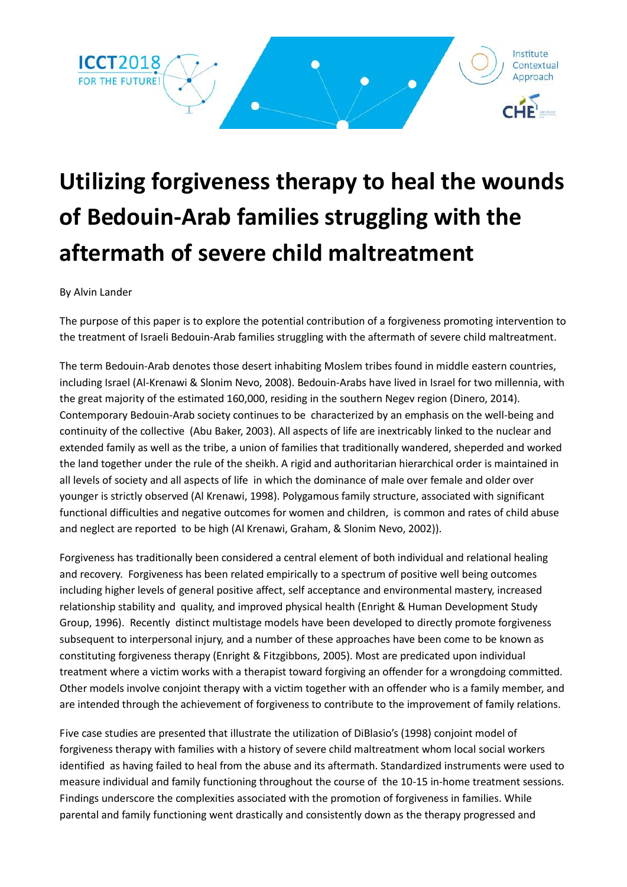# Utilizing forgiveness therapy to heal the wounds of Bedouin-Arab families struggling with the aftermath of severe child maltreatment

By Alvin Lander

The purpose of this paper is to explore the potential contribution of a forgiveness promoting intervention to the treatment of Israeli Bedouin-Arab families struggling with the aftermath of severe child maltreatment.

The term Bedouin-Arab denotes those desert inhabiting Moslem tribes found in middle eastern countries, including Israel (Al-Krenawi & Slonim Nevo, 2008). Bedouin-Arabs have lived in Israel for two millennia, with the great majority of the estimated 160,000, residing in the southern Negev region (Dinero, 2014). Contemporary Bedouin-Arab society continues to be characterized by an emphasis on the well-being and continuity of the collective (Abu Baker, 2003). All aspects of life are inextricably linked to the nuclear and extended family as well as the tribe, a union of families that traditionally wandered, sheperded and worked the land together under the rule of the sheikh. A rigid and authoritarian hierarchical order is maintained in all levels of society and all aspects of life in which the dominance of male over female and older over younger is strictly observed (Al Krenawi, 1998). Polygamous family structure, associated with significant functional difficulties and negative outcomes for women and children, is common and rates of child abuse and neglect are reported to be high (Al Krenawi, Graham, & Slonim Nevo, 2002)).

Forgiveness has traditionally been considered a central element of both individual and relational healing and recovery. Forgiveness has been related empirically to a spectrum of positive well being outcomes including higher levels of general positive affect, self acceptance and environmental mastery, increased relationship stability and quality, and improved physical health (Enright & Human Development Study Group, 1996). Recently distinct multistage models have been developed to directly promote forgiveness subsequent to interpersonal injury, and a number of these approaches have been come to be known as constituting forgiveness therapy (Enright & Fitzgibbons, 2005). Most are predicated upon individual treatment where a victim works with a therapist toward forgiving an offender for a wrongdoing committed. Other models involve conjoint therapy with a victim together with an offender who is a family member, and are intended through the achievement of forgiveness to contribute to the improvement of family relations.

Five case studies are presented that illustrate the utilization of DiBlasio's (1998) conjoint model of forgiveness therapy with families with a history of severe child maltreatment whom local social workers identified as having failed to heal from the abuse and its aftermath. Standardized instruments were used to measure individual and family functioning throughout the course of the 10-15 in-home treatment sessions. Findings underscore the complexities associated with the promotion of forgiveness in families. While parental and family functioning went drastically and consistently down as the therapy progressed and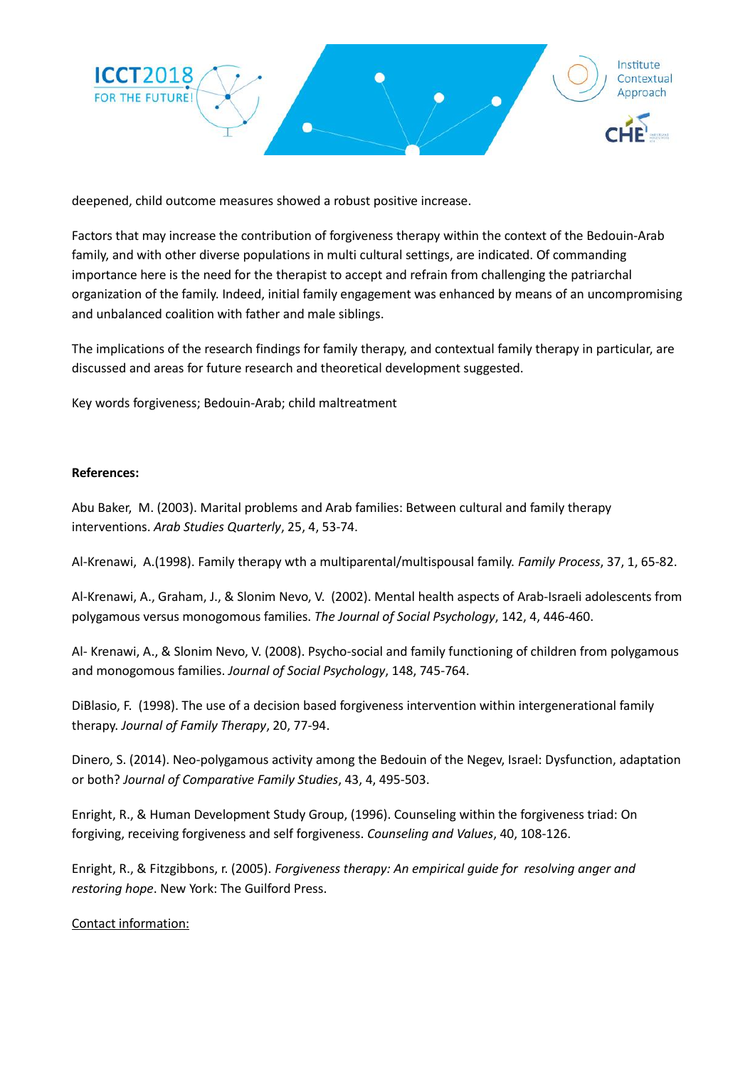deepened, child outcome measures showed a robust positive increase.

Factors that may increase the contribution of forgiveness therapy within the context of the Bedouin-Arab family, and with other diverse populations in multi cultural settings, are indicated. Of commanding importance here is the need for the therapist to accept and refrain from challenging the patriarchal organization of the family. Indeed, initial family engagement was enhanced by means of an uncompromising and unbalanced coalition with father and male siblings.

The implications of the research findings for family therapy, and contextual family therapy in particular, are discussed and areas for future research and theoretical development suggested.

Key words forgiveness; Bedouin-Arab; child maltreatment

**References:**

Abu Baker, M. (2003). Marital problems and Arab families: Between cultural and family therapy interventions. *Arab Studies Quarterly*, 25, 4, 53-74.

Al-Krenawi, A.(1998). Family therapy wth a multiparental/multispousal family. *Family Process*, 37, 1, 65-82.

Al-Krenawi, A., Graham, J., & Slonim Nevo, V. (2002). Mental health aspects of Arab-Israeli adolescents from polygamous versus monogomous families. *The Journal of Social Psychology*, 142, 4, 446-460.

Al- Krenawi, A., & Slonim Nevo, V. (2008). Psycho-social and family functioning of children from polygamous and monogomous families. *Journal of Social Psychology*, 148, 745-764.

DiBlasio, F. (1998). The use of a decision based forgiveness intervention within intergenerational family therapy. *Journal of Family Therapy*, 20, 77-94.

Dinero, S. (2014). Neo-polygamous activity among the Bedouin of the Negev, Israel: Dysfunction, adaptation or both? *Journal of Comparative Family Studies*, 43, 4, 495-503.

Enright, R., & Human Development Study Group, (1996). Counseling within the forgiveness triad: On forgiving, receiving forgiveness and self forgiveness. *Counseling and Values*, 40, 108-126.

Enright, R., & Fitzgibbons, r. (2005). *Forgiveness therapy: An empirical guide for resolving anger and restoring hope*. New York: The Guilford Press.

Contact information: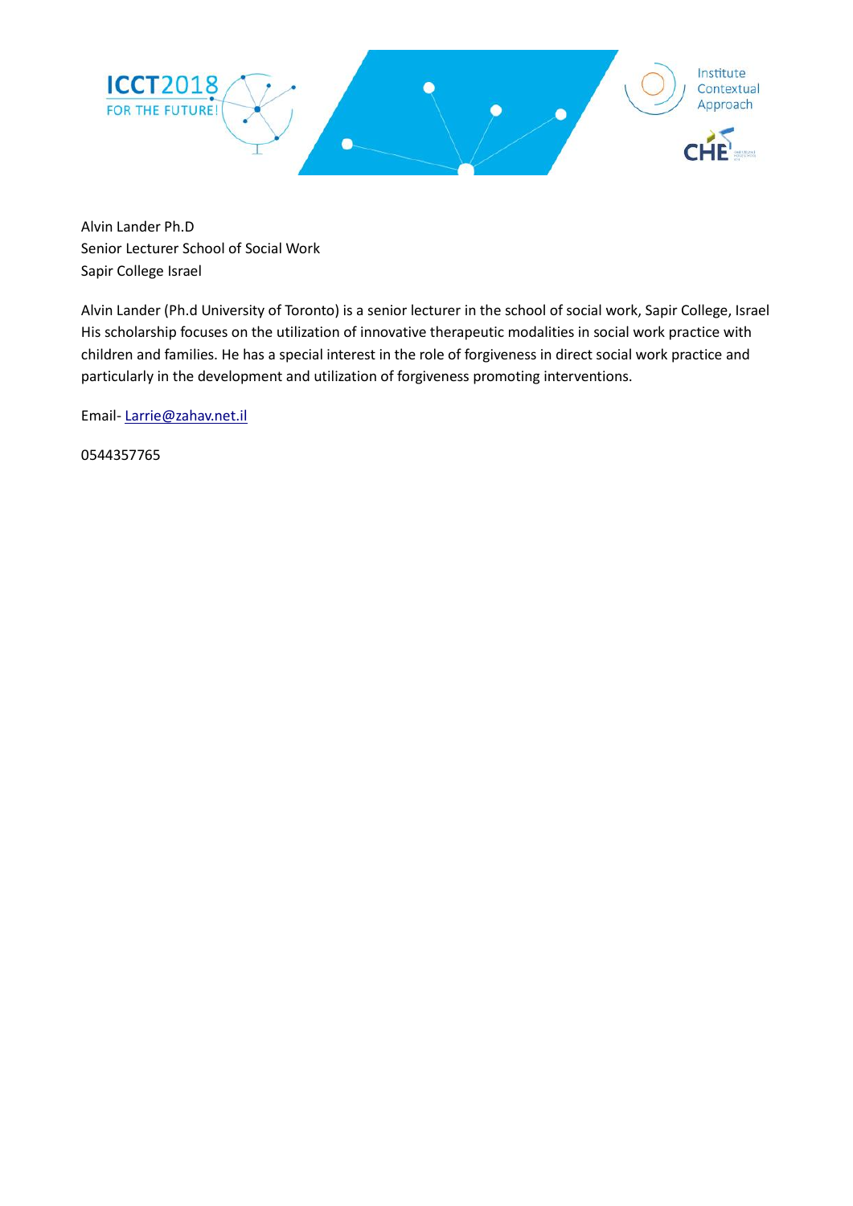Alvin Lander Ph.D
Senior Lecturer School of Social Work
Sapir College Israel

Alvin Lander (Ph.d University of Toronto) is a senior lecturer in the school of social work, Sapir College, Israel His scholarship focuses on the utilization of innovative therapeutic modalities in social work practice with children and families. He has a special interest in the role of forgiveness in direct social work practice and particularly in the development and utilization of forgiveness promoting interventions.

Email- Larrie@zahav.net.il

0544357765